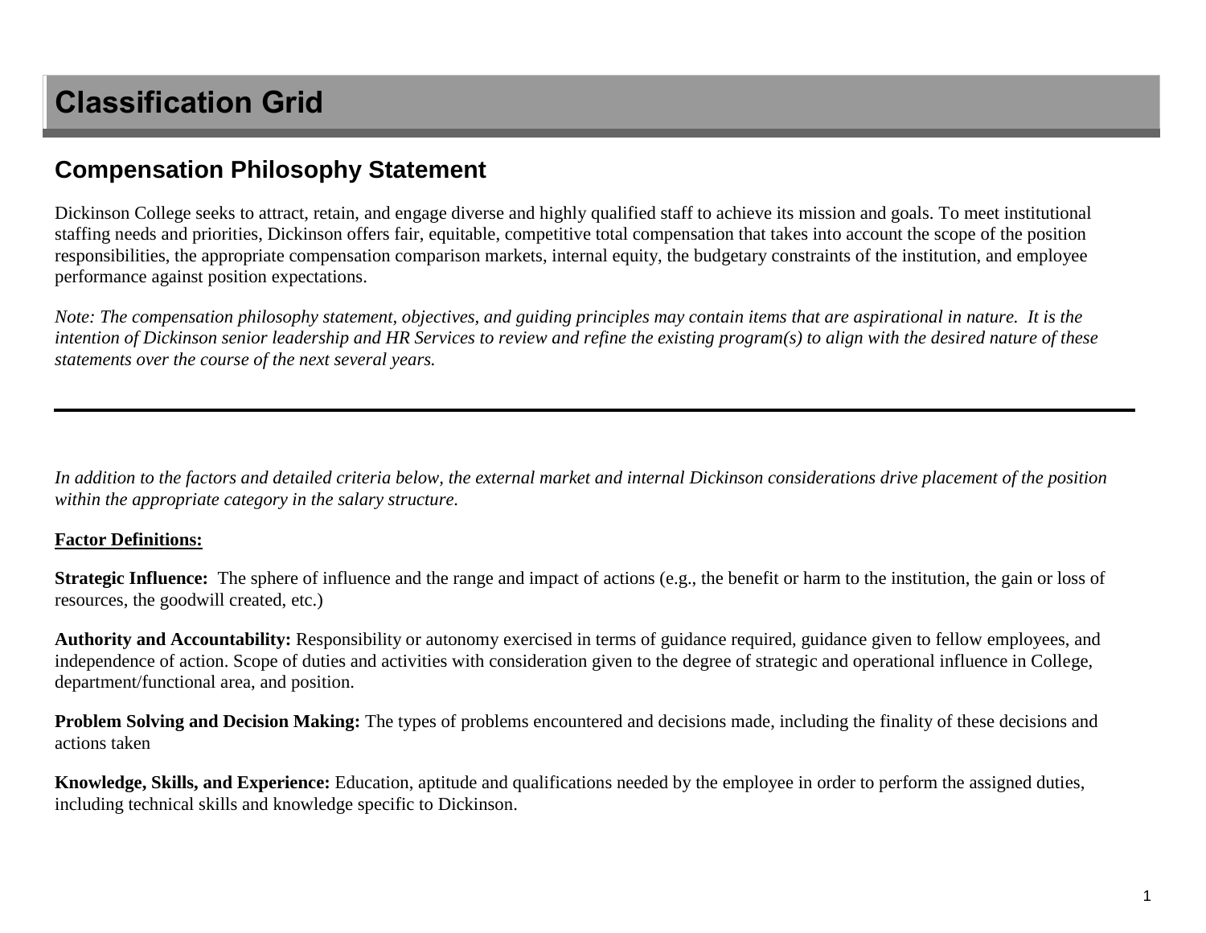# Classification Grid

## Compensation Philosophy Statement

Dickinson College seeks to attract, retain, and engage diverse and highly qualified staff to achieve its mission and goals. To meet institutional staffing needs and priorities, Dickinson offers fair, equitable, competitive total compensation that takes into account the scope of the position responsibilities, the appropriate compensation comparison markets, internal equity, the budgetary constraints of the institution, and employee performance against position expectations.

*Note: The compensation philosophy statement, objectives, and guiding principles may contain items that are aspirational in nature. It is the intention of Dickinson senior leadership and HR Services to review and refine the existing program(s) to align with the desired nature of these statements over the course of the next several years.*

---

*In addition to the factors and detailed criteria below, the external market and internal Dickinson considerations drive placement of the position within the appropriate category in the salary structure.*

**Factor Definitions:**

**Strategic Influence:** The sphere of influence and the range and impact of actions (e.g., the benefit or harm to the institution, the gain or loss of resources, the goodwill created, etc.)

**Authority and Accountability:** Responsibility or autonomy exercised in terms of guidance required, guidance given to fellow employees, and independence of action. Scope of duties and activities with consideration given to the degree of strategic and operational influence in College, department/functional area, and position.

**Problem Solving and Decision Making:** The types of problems encountered and decisions made, including the finality of these decisions and actions taken

**Knowledge, Skills, and Experience:** Education, aptitude and qualifications needed by the employee in order to perform the assigned duties, including technical skills and knowledge specific to Dickinson.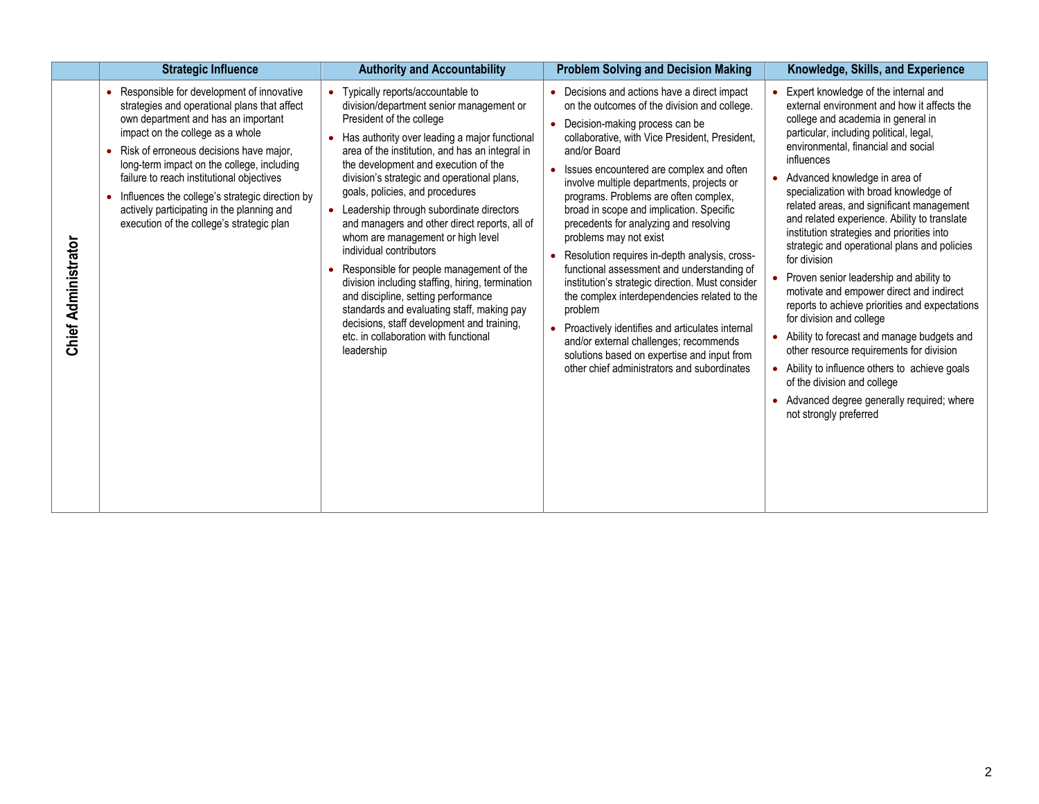| | Strategic Influence | Authority and Accountability | Problem Solving and Decision Making | Knowledge, Skills, and Experience |
|---|---|---|---|---|
| **Chief Administrator** | • Responsible for development of innovative strategies and operational plans that affect own department and has an important impact on the college as a whole<br>• Risk of erroneous decisions have major, long-term impact on the college, including failure to reach institutional objectives<br>• Influences the college's strategic direction by actively participating in the planning and execution of the college's strategic plan | • Typically reports/accountable to division/department senior management or President of the college<br>• Has authority over leading a major functional area of the institution, and has an integral in the development and execution of the division's strategic and operational plans, goals, policies, and procedures<br>• Leadership through subordinate directors and managers and other direct reports, all of whom are management or high level individual contributors<br>• Responsible for people management of the division including staffing, hiring, termination and discipline, setting performance standards and evaluating staff, making pay decisions, staff development and training, etc. in collaboration with functional leadership | • Decisions and actions have a direct impact on the outcomes of the division and college.<br>• Decision-making process can be collaborative, with Vice President, President, and/or Board<br>• Issues encountered are complex and often involve multiple departments, projects or programs. Problems are often complex, broad in scope and implication. Specific precedents for analyzing and resolving problems may not exist<br>• Resolution requires in-depth analysis, cross-functional assessment and understanding of institution's strategic direction. Must consider the complex interdependencies related to the problem<br>• Proactively identifies and articulates internal and/or external challenges; recommends solutions based on expertise and input from other chief administrators and subordinates | • Expert knowledge of the internal and external environment and how it affects the college and academia in general in particular, including political, legal, environmental, financial and social influences<br>• Advanced knowledge in area of specialization with broad knowledge of related areas, and significant management and related experience. Ability to translate institution strategies and priorities into strategic and operational plans and policies for division<br>• Proven senior leadership and ability to motivate and empower direct and indirect reports to achieve priorities and expectations for division and college<br>• Ability to forecast and manage budgets and other resource requirements for division<br>• Ability to influence others to achieve goals of the division and college<br>• Advanced degree generally required; where not strongly preferred |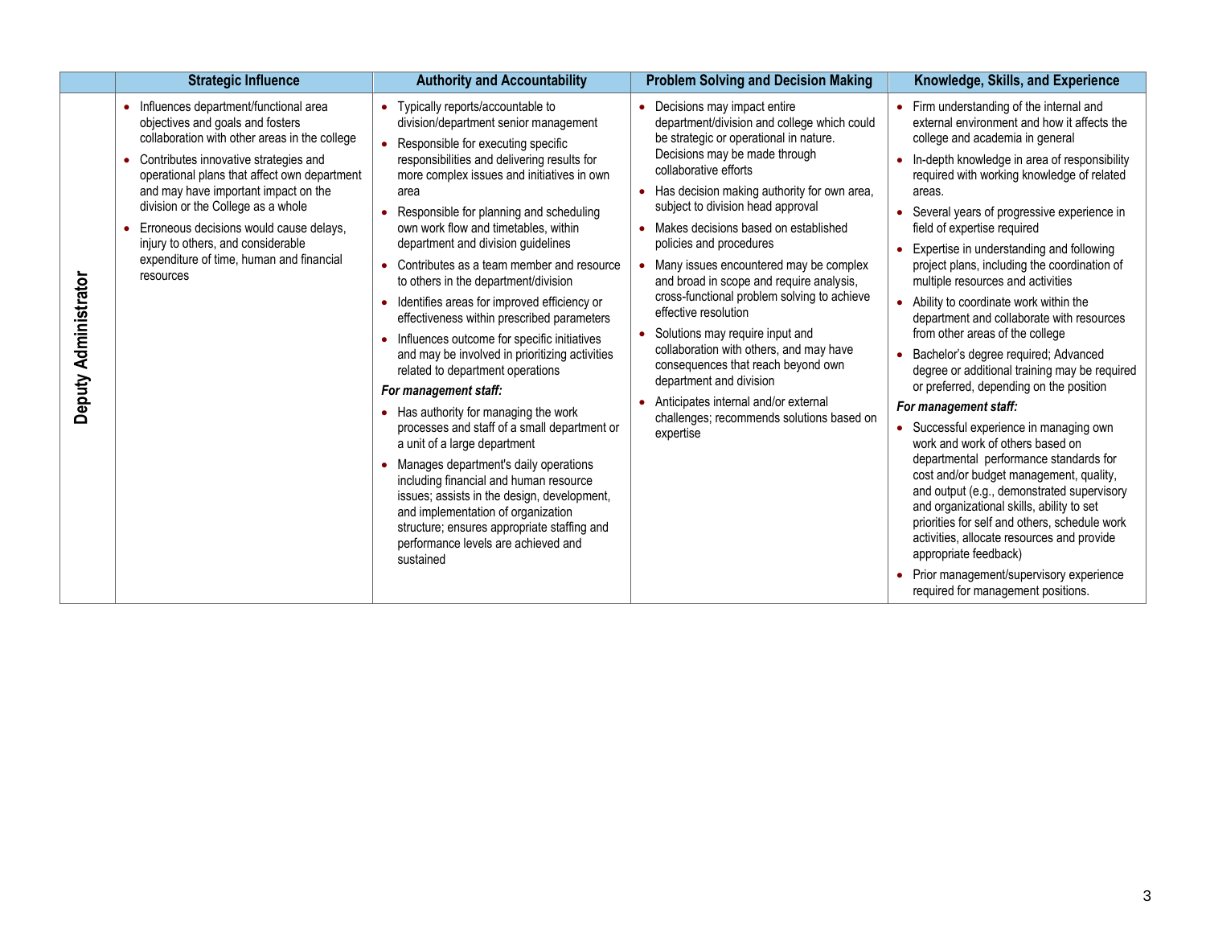| | Strategic Influence | Authority and Accountability | Problem Solving and Decision Making | Knowledge, Skills, and Experience |
|---|---|---|---|---|
| **Deputy Administrator** | • Influences department/functional area objectives and goals and fosters collaboration with other areas in the college<br>• Contributes innovative strategies and operational plans that affect own department and may have important impact on the division or the College as a whole<br>• Erroneous decisions would cause delays, injury to others, and considerable expenditure of time, human and financial resources | • Typically reports/accountable to division/department senior management<br>• Responsible for executing specific responsibilities and delivering results for more complex issues and initiatives in own area<br>• Responsible for planning and scheduling own work flow and timetables, within department and division guidelines<br>• Contributes as a team member and resource to others in the department/division<br>• Identifies areas for improved efficiency or effectiveness within prescribed parameters<br>• Influences outcome for specific initiatives and may be involved in prioritizing activities related to department operations<br>***For management staff:***<br>• Has authority for managing the work processes and staff of a small department or a unit of a large department<br>• Manages department's daily operations including financial and human resource issues; assists in the design, development, and implementation of organization structure; ensures appropriate staffing and performance levels are achieved and sustained | • Decisions may impact entire department/division and college which could be strategic or operational in nature. Decisions may be made through collaborative efforts<br>• Has decision making authority for own area, subject to division head approval<br>• Makes decisions based on established policies and procedures<br>• Many issues encountered may be complex and broad in scope and require analysis, cross-functional problem solving to achieve effective resolution<br>• Solutions may require input and collaboration with others, and may have consequences that reach beyond own department and division<br>• Anticipates internal and/or external challenges; recommends solutions based on expertise | • Firm understanding of the internal and external environment and how it affects the college and academia in general<br>• In-depth knowledge in area of responsibility required with working knowledge of related areas.<br>• Several years of progressive experience in field of expertise required<br>• Expertise in understanding and following project plans, including the coordination of multiple resources and activities<br>• Ability to coordinate work within the department and collaborate with resources from other areas of the college<br>• Bachelor's degree required; Advanced degree or additional training may be required or preferred, depending on the position<br>***For management staff:***<br>• Successful experience in managing own work and work of others based on departmental performance standards for cost and/or budget management, quality, and output (e.g., demonstrated supervisory and organizational skills, ability to set priorities for self and others, schedule work activities, allocate resources and provide appropriate feedback)<br>• Prior management/supervisory experience required for management positions. |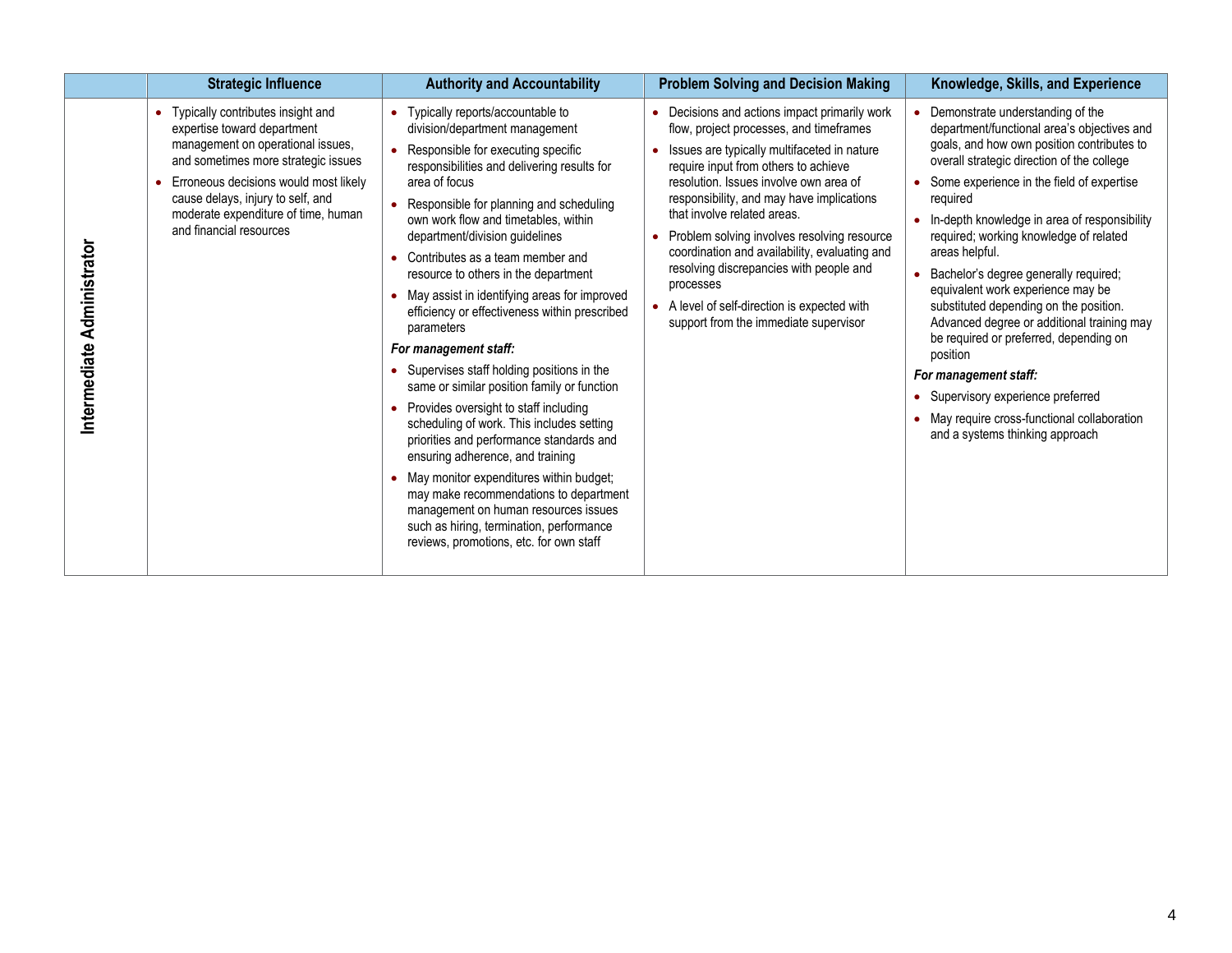| | Strategic Influence | Authority and Accountability | Problem Solving and Decision Making | Knowledge, Skills, and Experience |
|---|---|---|---|---|
| **Intermediate Administrator** | • Typically contributes insight and expertise toward department management on operational issues, and sometimes more strategic issues<br>• Erroneous decisions would most likely cause delays, injury to self, and moderate expenditure of time, human and financial resources | • Typically reports/accountable to division/department management<br>• Responsible for executing specific responsibilities and delivering results for area of focus<br>• Responsible for planning and scheduling own work flow and timetables, within department/division guidelines<br>• Contributes as a team member and resource to others in the department<br>• May assist in identifying areas for improved efficiency or effectiveness within prescribed parameters<br>***For management staff:***<br>• Supervises staff holding positions in the same or similar position family or function<br>• Provides oversight to staff including scheduling of work. This includes setting priorities and performance standards and ensuring adherence, and training<br>• May monitor expenditures within budget; may make recommendations to department management on human resources issues such as hiring, termination, performance reviews, promotions, etc. for own staff | • Decisions and actions impact primarily work flow, project processes, and timeframes<br>• Issues are typically multifaceted in nature require input from others to achieve resolution. Issues involve own area of responsibility, and may have implications that involve related areas.<br>• Problem solving involves resolving resource coordination and availability, evaluating and resolving discrepancies with people and processes<br>• A level of self-direction is expected with support from the immediate supervisor | • Demonstrate understanding of the department/functional area's objectives and goals, and how own position contributes to overall strategic direction of the college<br>• Some experience in the field of expertise required<br>• In-depth knowledge in area of responsibility required; working knowledge of related areas helpful.<br>• Bachelor's degree generally required; equivalent work experience may be substituted depending on the position. Advanced degree or additional training may be required or preferred, depending on position<br>***For management staff:***<br>• Supervisory experience preferred<br>• May require cross-functional collaboration and a systems thinking approach |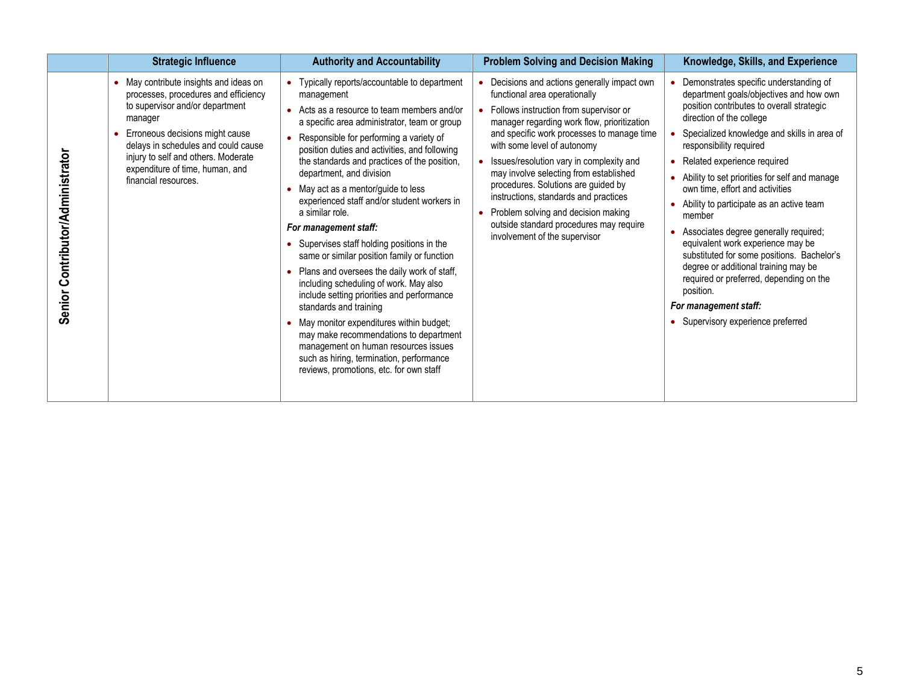| | Strategic Influence | Authority and Accountability | Problem Solving and Decision Making | Knowledge, Skills, and Experience |
|---|---|---|---|---|
| **Senior Contributor/Administrator** | • May contribute insights and ideas on processes, procedures and efficiency to supervisor and/or department manager<br>• Erroneous decisions might cause delays in schedules and could cause injury to self and others. Moderate expenditure of time, human, and financial resources. | • Typically reports/accountable to department management<br>• Acts as a resource to team members and/or a specific area administrator, team or group<br>• Responsible for performing a variety of position duties and activities, and following the standards and practices of the position, department, and division<br>• May act as a mentor/guide to less experienced staff and/or student workers in a similar role.<br>***For management staff:***<br>• Supervises staff holding positions in the same or similar position family or function<br>• Plans and oversees the daily work of staff, including scheduling of work. May also include setting priorities and performance standards and training<br>• May monitor expenditures within budget; may make recommendations to department management on human resources issues such as hiring, termination, performance reviews, promotions, etc. for own staff | • Decisions and actions generally impact own functional area operationally<br>• Follows instruction from supervisor or manager regarding work flow, prioritization and specific work processes to manage time with some level of autonomy<br>• Issues/resolution vary in complexity and may involve selecting from established procedures. Solutions are guided by instructions, standards and practices<br>• Problem solving and decision making outside standard procedures may require involvement of the supervisor | • Demonstrates specific understanding of department goals/objectives and how own position contributes to overall strategic direction of the college<br>• Specialized knowledge and skills in area of responsibility required<br>• Related experience required<br>• Ability to set priorities for self and manage own time, effort and activities<br>• Ability to participate as an active team member<br>• Associates degree generally required; equivalent work experience may be substituted for some positions. Bachelor's degree or additional training may be required or preferred, depending on the position.<br>***For management staff:***<br>• Supervisory experience preferred |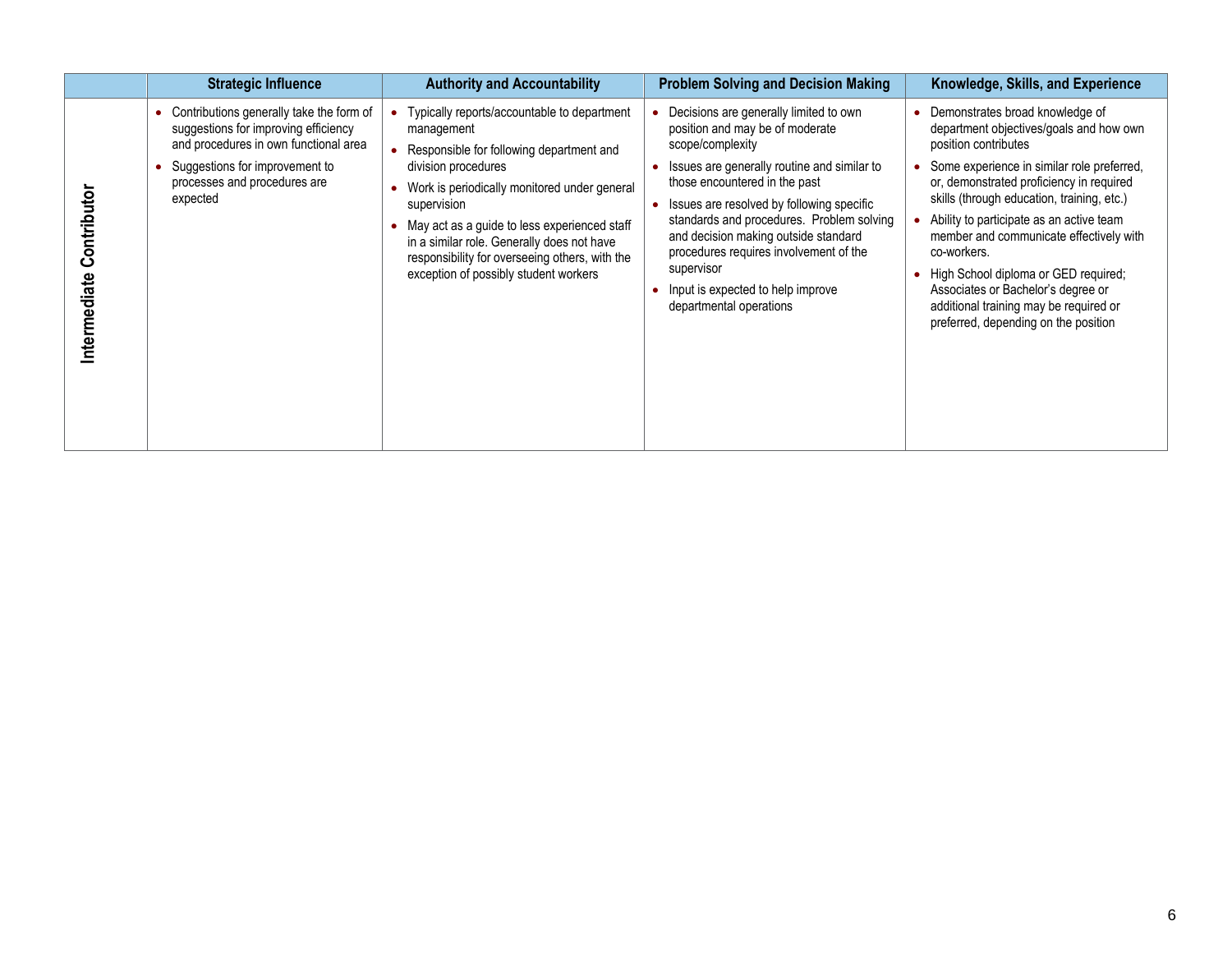| | Strategic Influence | Authority and Accountability | Problem Solving and Decision Making | Knowledge, Skills, and Experience |
|---|---|---|---|---|
| **Intermediate Contributor** | • Contributions generally take the form of suggestions for improving efficiency and procedures in own functional area<br>• Suggestions for improvement to processes and procedures are expected | • Typically reports/accountable to department management<br>• Responsible for following department and division procedures<br>• Work is periodically monitored under general supervision<br>• May act as a guide to less experienced staff in a similar role. Generally does not have responsibility for overseeing others, with the exception of possibly student workers | • Decisions are generally limited to own position and may be of moderate scope/complexity<br>• Issues are generally routine and similar to those encountered in the past<br>• Issues are resolved by following specific standards and procedures. Problem solving and decision making outside standard procedures requires involvement of the supervisor<br>• Input is expected to help improve departmental operations | • Demonstrates broad knowledge of department objectives/goals and how own position contributes<br>• Some experience in similar role preferred, or, demonstrated proficiency in required skills (through education, training, etc.)<br>• Ability to participate as an active team member and communicate effectively with co-workers.<br>• High School diploma or GED required; Associates or Bachelor's degree or additional training may be required or preferred, depending on the position |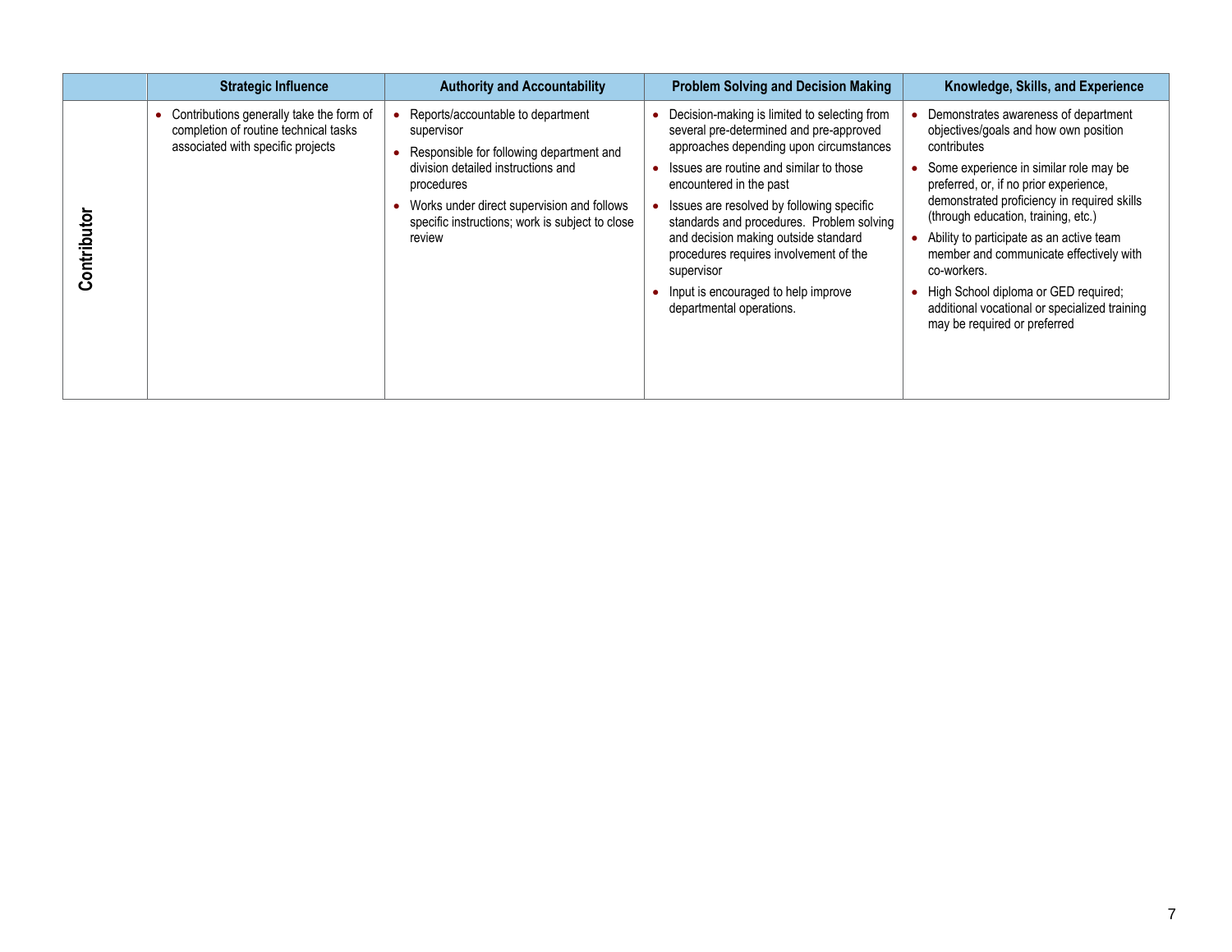| | Strategic Influence | Authority and Accountability | Problem Solving and Decision Making | Knowledge, Skills, and Experience |
|---|---|---|---|---|
| **Contributor** | • Contributions generally take the form of completion of routine technical tasks associated with specific projects | • Reports/accountable to department supervisor<br>• Responsible for following department and division detailed instructions and procedures<br>• Works under direct supervision and follows specific instructions; work is subject to close review | • Decision-making is limited to selecting from several pre-determined and pre-approved approaches depending upon circumstances<br>• Issues are routine and similar to those encountered in the past<br>• Issues are resolved by following specific standards and procedures. Problem solving and decision making outside standard procedures requires involvement of the supervisor<br>• Input is encouraged to help improve departmental operations. | • Demonstrates awareness of department objectives/goals and how own position contributes<br>• Some experience in similar role may be preferred, or, if no prior experience, demonstrated proficiency in required skills (through education, training, etc.)<br>• Ability to participate as an active team member and communicate effectively with co-workers.<br>• High School diploma or GED required; additional vocational or specialized training may be required or preferred |